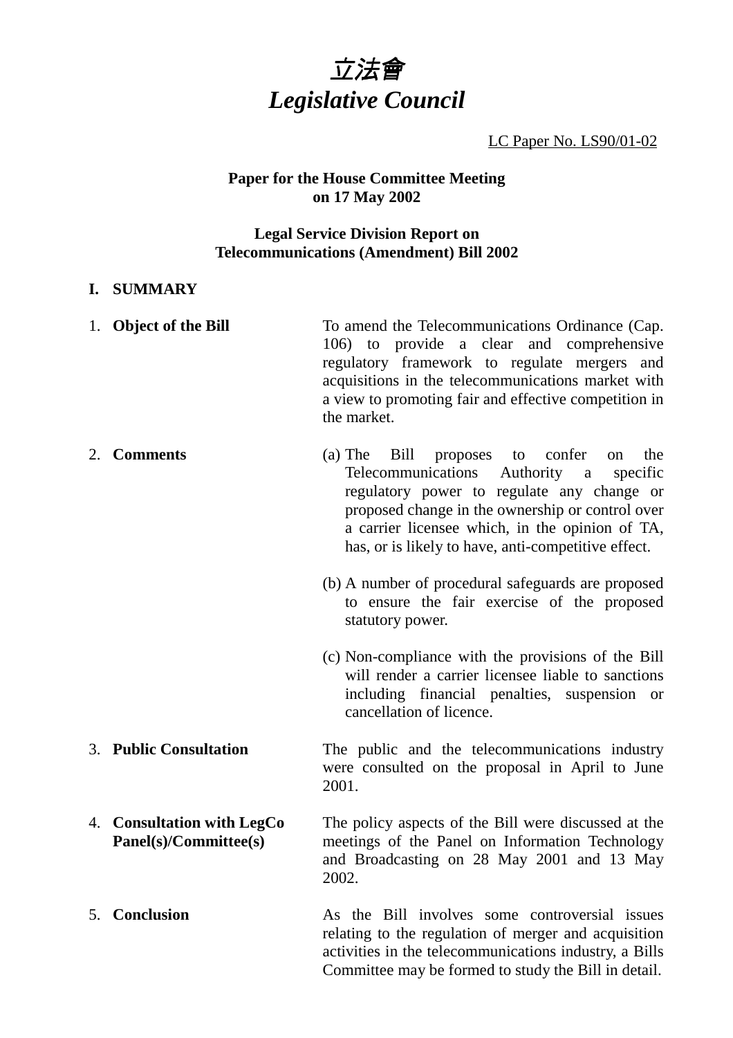# 立法會
# *Legislative Council*

LC Paper No. LS90/01-02

**Paper for the House Committee Meeting on 17 May 2002**

**Legal Service Division Report on Telecommunications (Amendment) Bill 2002**

## I. SUMMARY

| | |
|---|---|
| 1. **Object of the Bill** | To amend the Telecommunications Ordinance (Cap. 106) to provide a clear and comprehensive regulatory framework to regulate mergers and acquisitions in the telecommunications market with a view to promoting fair and effective competition in the market. |
| 2. **Comments** | (a) The Bill proposes to confer on the Telecommunications Authority a specific regulatory power to regulate any change or proposed change in the ownership or control over a carrier licensee which, in the opinion of TA, has, or is likely to have, anti-competitive effect.<br><br>(b) A number of procedural safeguards are proposed to ensure the fair exercise of the proposed statutory power.<br><br>(c) Non-compliance with the provisions of the Bill will render a carrier licensee liable to sanctions including financial penalties, suspension or cancellation of licence. |
| 3. **Public Consultation** | The public and the telecommunications industry were consulted on the proposal in April to June 2001. |
| 4. **Consultation with LegCo Panel(s)/Committee(s)** | The policy aspects of the Bill were discussed at the meetings of the Panel on Information Technology and Broadcasting on 28 May 2001 and 13 May 2002. |
| 5. **Conclusion** | As the Bill involves some controversial issues relating to the regulation of merger and acquisition activities in the telecommunications industry, a Bills Committee may be formed to study the Bill in detail. |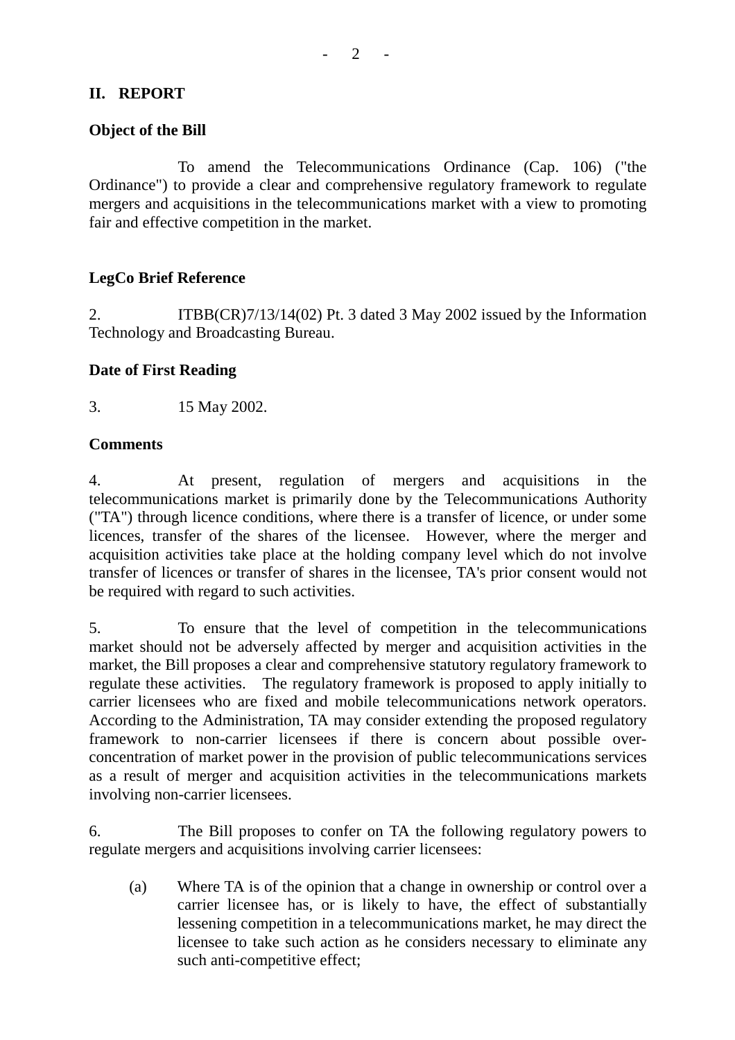## II. REPORT

### Object of the Bill

To amend the Telecommunications Ordinance (Cap. 106) ("the Ordinance") to provide a clear and comprehensive regulatory framework to regulate mergers and acquisitions in the telecommunications market with a view to promoting fair and effective competition in the market.

### LegCo Brief Reference

2. ITBB(CR)7/13/14(02) Pt. 3 dated 3 May 2002 issued by the Information Technology and Broadcasting Bureau.

### Date of First Reading

3. 15 May 2002.

### Comments

4. At present, regulation of mergers and acquisitions in the telecommunications market is primarily done by the Telecommunications Authority ("TA") through licence conditions, where there is a transfer of licence, or under some licences, transfer of the shares of the licensee. However, where the merger and acquisition activities take place at the holding company level which do not involve transfer of licences or transfer of shares in the licensee, TA's prior consent would not be required with regard to such activities.

5. To ensure that the level of competition in the telecommunications market should not be adversely affected by merger and acquisition activities in the market, the Bill proposes a clear and comprehensive statutory regulatory framework to regulate these activities. The regulatory framework is proposed to apply initially to carrier licensees who are fixed and mobile telecommunications network operators. According to the Administration, TA may consider extending the proposed regulatory framework to non-carrier licensees if there is concern about possible over-concentration of market power in the provision of public telecommunications services as a result of merger and acquisition activities in the telecommunications markets involving non-carrier licensees.

6. The Bill proposes to confer on TA the following regulatory powers to regulate mergers and acquisitions involving carrier licensees:

(a) Where TA is of the opinion that a change in ownership or control over a carrier licensee has, or is likely to have, the effect of substantially lessening competition in a telecommunications market, he may direct the licensee to take such action as he considers necessary to eliminate any such anti-competitive effect;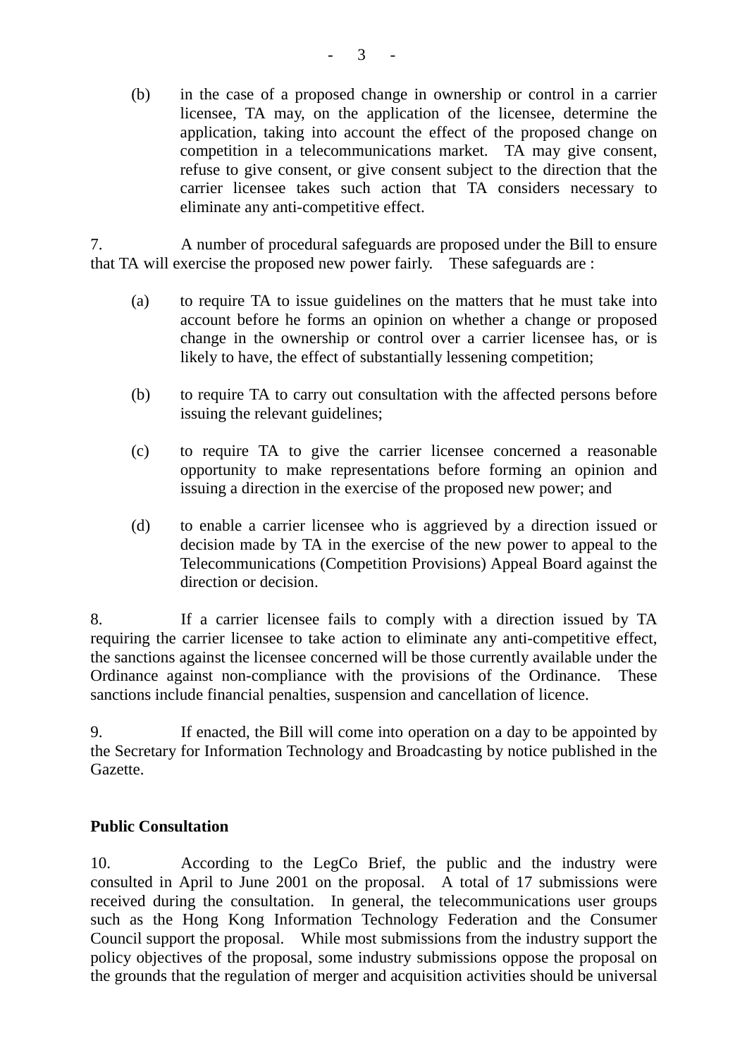(b) in the case of a proposed change in ownership or control in a carrier licensee, TA may, on the application of the licensee, determine the application, taking into account the effect of the proposed change on competition in a telecommunications market. TA may give consent, refuse to give consent, or give consent subject to the direction that the carrier licensee takes such action that TA considers necessary to eliminate any anti-competitive effect.

7. A number of procedural safeguards are proposed under the Bill to ensure that TA will exercise the proposed new power fairly. These safeguards are :

(a) to require TA to issue guidelines on the matters that he must take into account before he forms an opinion on whether a change or proposed change in the ownership or control over a carrier licensee has, or is likely to have, the effect of substantially lessening competition;

(b) to require TA to carry out consultation with the affected persons before issuing the relevant guidelines;

(c) to require TA to give the carrier licensee concerned a reasonable opportunity to make representations before forming an opinion and issuing a direction in the exercise of the proposed new power; and

(d) to enable a carrier licensee who is aggrieved by a direction issued or decision made by TA in the exercise of the new power to appeal to the Telecommunications (Competition Provisions) Appeal Board against the direction or decision.

8. If a carrier licensee fails to comply with a direction issued by TA requiring the carrier licensee to take action to eliminate any anti-competitive effect, the sanctions against the licensee concerned will be those currently available under the Ordinance against non-compliance with the provisions of the Ordinance. These sanctions include financial penalties, suspension and cancellation of licence.

9. If enacted, the Bill will come into operation on a day to be appointed by the Secretary for Information Technology and Broadcasting by notice published in the Gazette.

**Public Consultation**

10. According to the LegCo Brief, the public and the industry were consulted in April to June 2001 on the proposal. A total of 17 submissions were received during the consultation. In general, the telecommunications user groups such as the Hong Kong Information Technology Federation and the Consumer Council support the proposal. While most submissions from the industry support the policy objectives of the proposal, some industry submissions oppose the proposal on the grounds that the regulation of merger and acquisition activities should be universal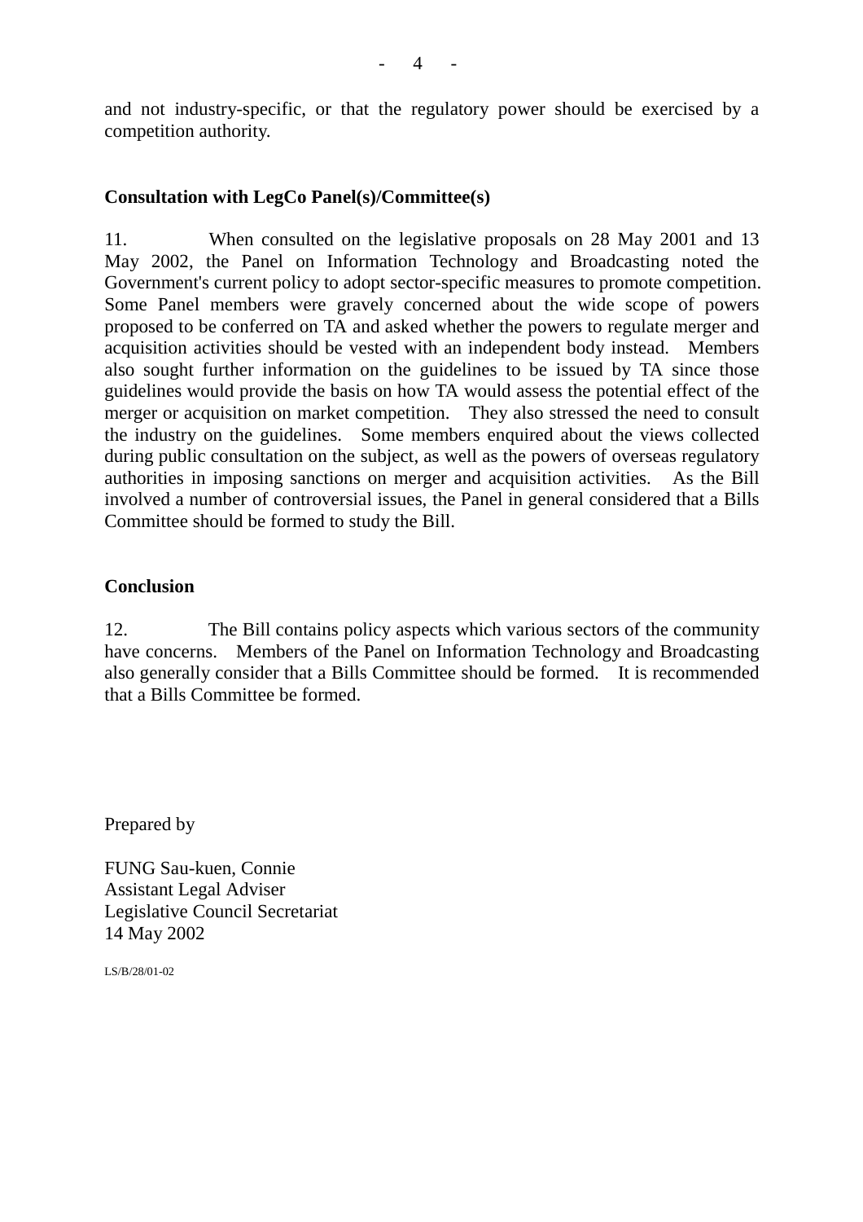and not industry-specific, or that the regulatory power should be exercised by a competition authority.

**Consultation with LegCo Panel(s)/Committee(s)**

11. When consulted on the legislative proposals on 28 May 2001 and 13 May 2002, the Panel on Information Technology and Broadcasting noted the Government's current policy to adopt sector-specific measures to promote competition. Some Panel members were gravely concerned about the wide scope of powers proposed to be conferred on TA and asked whether the powers to regulate merger and acquisition activities should be vested with an independent body instead. Members also sought further information on the guidelines to be issued by TA since those guidelines would provide the basis on how TA would assess the potential effect of the merger or acquisition on market competition. They also stressed the need to consult the industry on the guidelines. Some members enquired about the views collected during public consultation on the subject, as well as the powers of overseas regulatory authorities in imposing sanctions on merger and acquisition activities. As the Bill involved a number of controversial issues, the Panel in general considered that a Bills Committee should be formed to study the Bill.

**Conclusion**

12. The Bill contains policy aspects which various sectors of the community have concerns. Members of the Panel on Information Technology and Broadcasting also generally consider that a Bills Committee should be formed. It is recommended that a Bills Committee be formed.

Prepared by

FUNG Sau-kuen, Connie
Assistant Legal Adviser
Legislative Council Secretariat
14 May 2002

LS/B/28/01-02